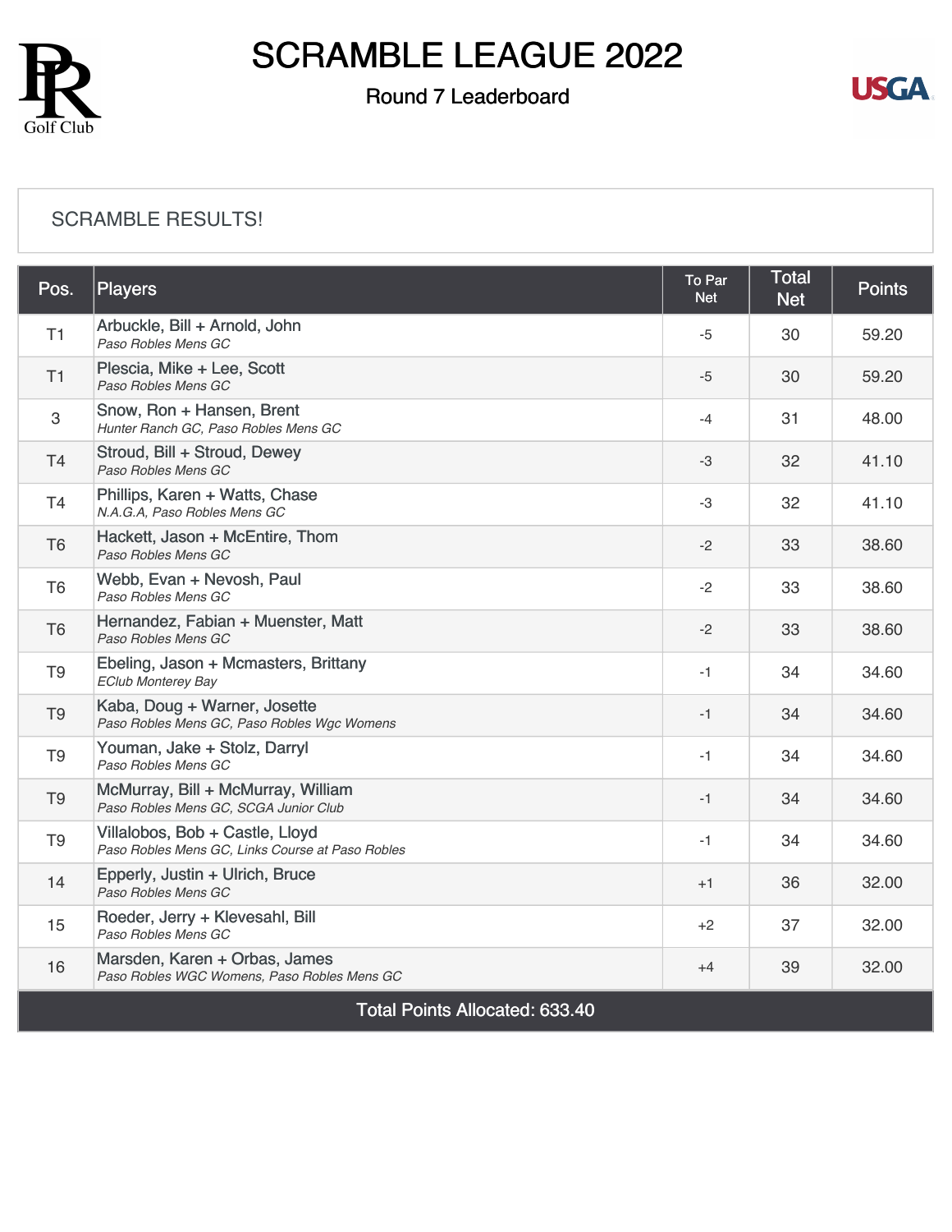# SCRAMBLE LEAGUE 2022

## Round 7 Leaderboard

SCRAMBLE RESULTS!

| Pos. | Players | To Par Net | Total Net | Points |
|---|---|---|---|---|
| T1 | Arbuckle, Bill + Arnold, John<br>*Paso Robles Mens GC* | -5 | 30 | 59.20 |
| T1 | Plescia, Mike + Lee, Scott<br>*Paso Robles Mens GC* | -5 | 30 | 59.20 |
| 3 | Snow, Ron + Hansen, Brent<br>*Hunter Ranch GC, Paso Robles Mens GC* | -4 | 31 | 48.00 |
| T4 | Stroud, Bill + Stroud, Dewey<br>*Paso Robles Mens GC* | -3 | 32 | 41.10 |
| T4 | Phillips, Karen + Watts, Chase<br>*N.A.G.A, Paso Robles Mens GC* | -3 | 32 | 41.10 |
| T6 | Hackett, Jason + McEntire, Thom<br>*Paso Robles Mens GC* | -2 | 33 | 38.60 |
| T6 | Webb, Evan + Nevosh, Paul<br>*Paso Robles Mens GC* | -2 | 33 | 38.60 |
| T6 | Hernandez, Fabian + Muenster, Matt<br>*Paso Robles Mens GC* | -2 | 33 | 38.60 |
| T9 | Ebeling, Jason + Mcmasters, Brittany<br>*EClub Monterey Bay* | -1 | 34 | 34.60 |
| T9 | Kaba, Doug + Warner, Josette<br>*Paso Robles Mens GC, Paso Robles Wgc Womens* | -1 | 34 | 34.60 |
| T9 | Youman, Jake + Stolz, Darryl<br>*Paso Robles Mens GC* | -1 | 34 | 34.60 |
| T9 | McMurray, Bill + McMurray, William<br>*Paso Robles Mens GC, SCGA Junior Club* | -1 | 34 | 34.60 |
| T9 | Villalobos, Bob + Castle, Lloyd<br>*Paso Robles Mens GC, Links Course at Paso Robles* | -1 | 34 | 34.60 |
| 14 | Epperly, Justin + Ulrich, Bruce<br>*Paso Robles Mens GC* | +1 | 36 | 32.00 |
| 15 | Roeder, Jerry + Klevesahl, Bill<br>*Paso Robles Mens GC* | +2 | 37 | 32.00 |
| 16 | Marsden, Karen + Orbas, James<br>*Paso Robles WGC Womens, Paso Robles Mens GC* | +4 | 39 | 32.00 |
| Total Points Allocated: 633.40 | | | | |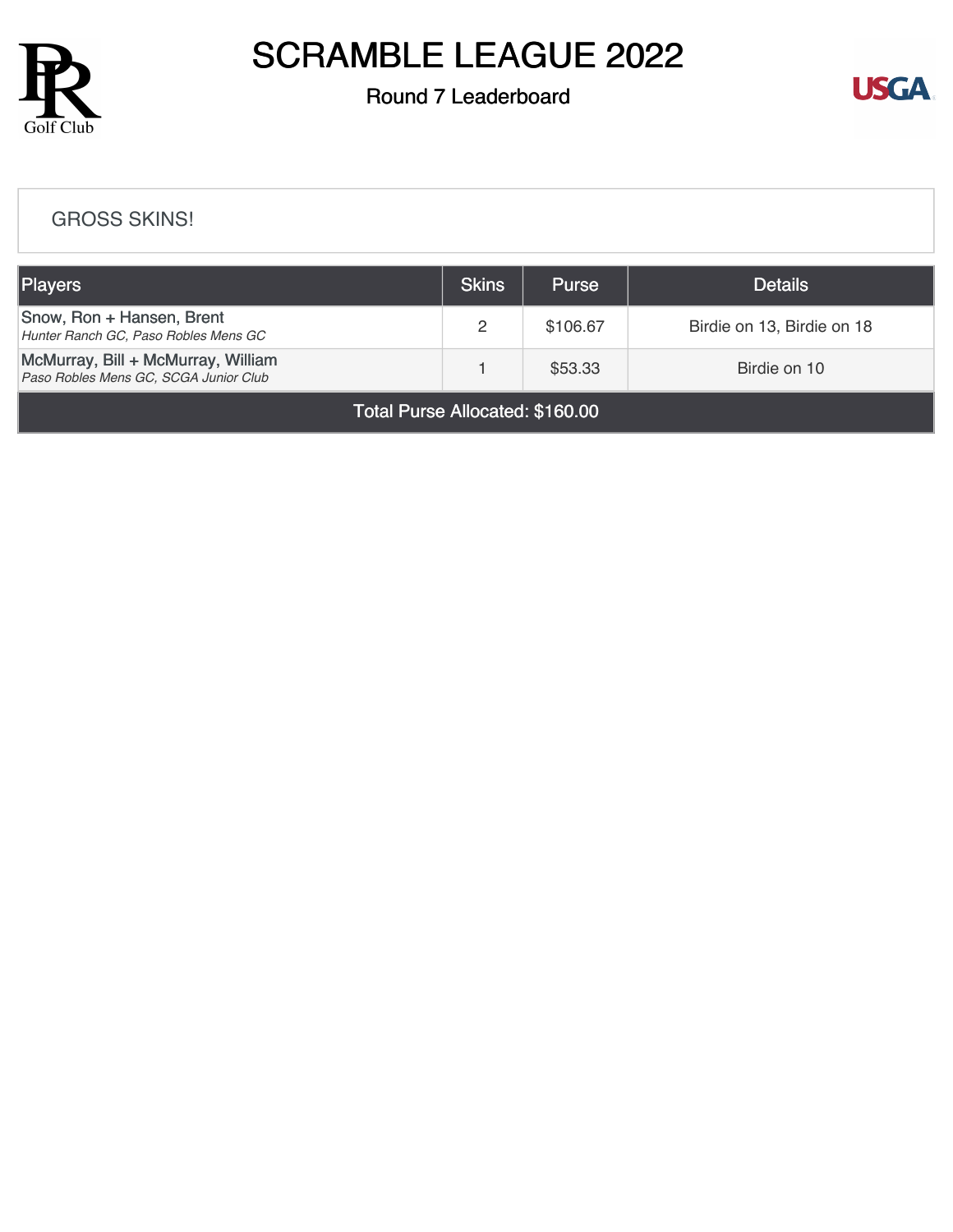# SCRAMBLE LEAGUE 2022

## Round 7 Leaderboard

GROSS SKINS!

| Players | Skins | Purse | Details |
|---|---|---|---|
| Snow, Ron + Hansen, Brent<br>*Hunter Ranch GC, Paso Robles Mens GC* | 2 | $106.67 | Birdie on 13, Birdie on 18 |
| McMurray, Bill + McMurray, William<br>*Paso Robles Mens GC, SCGA Junior Club* | 1 | $53.33 | Birdie on 10 |
| Total Purse Allocated: $160.00 | | | |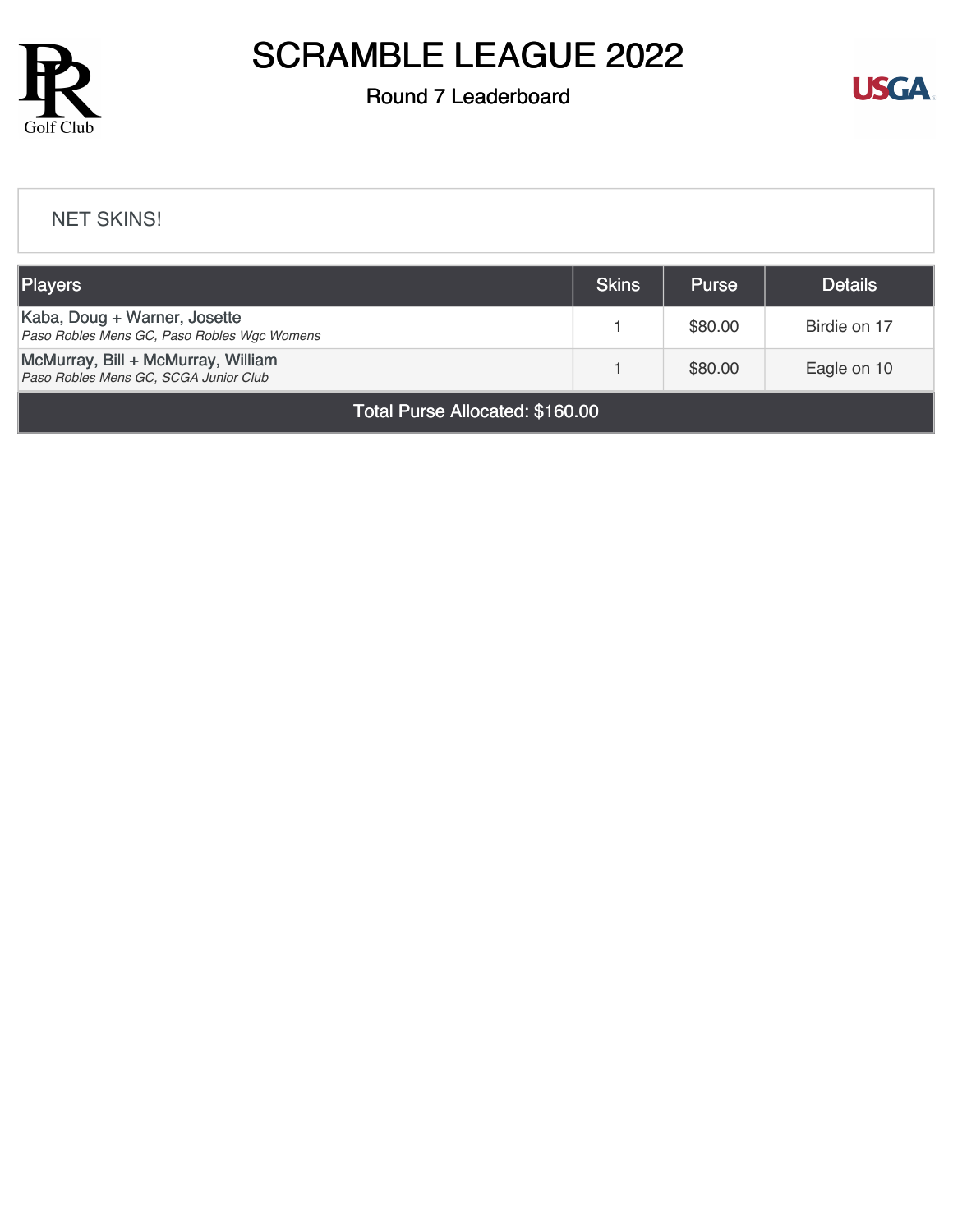# SCRAMBLE LEAGUE 2022

## Round 7 Leaderboard

NET SKINS!

| Players | Skins | Purse | Details |
|---|---|---|---|
| Kaba, Doug + Warner, Josette<br>*Paso Robles Mens GC, Paso Robles Wgc Womens* | 1 | $80.00 | Birdie on 17 |
| McMurray, Bill + McMurray, William<br>*Paso Robles Mens GC, SCGA Junior Club* | 1 | $80.00 | Eagle on 10 |
| Total Purse Allocated: $160.00 | | | |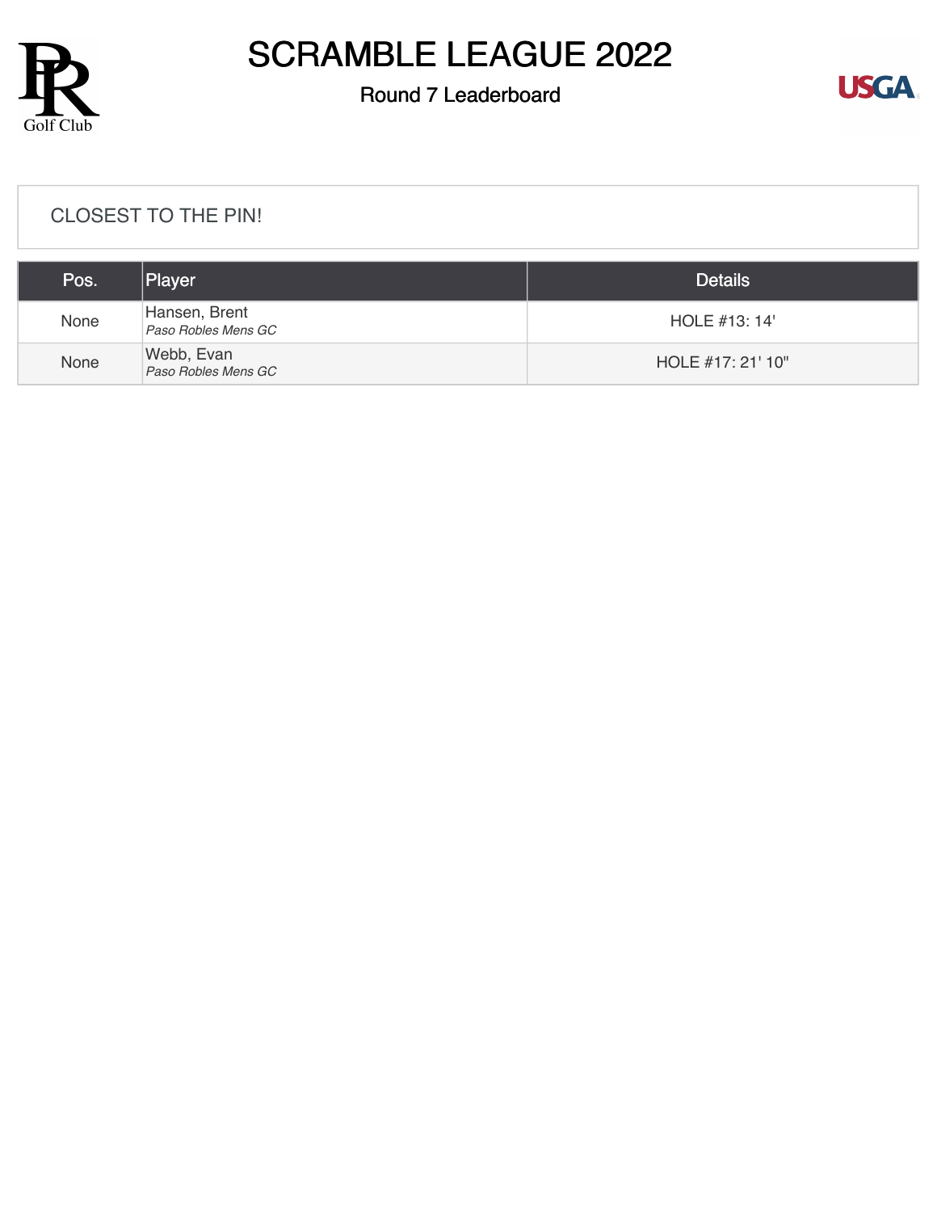# SCRAMBLE LEAGUE 2022

## Round 7 Leaderboard

### CLOSEST TO THE PIN!

| Pos. | Player | Details |
|---|---|---|
| None | Hansen, Brent<br>*Paso Robles Mens GC* | HOLE #13: 14' |
| None | Webb, Evan<br>*Paso Robles Mens GC* | HOLE #17: 21' 10" |